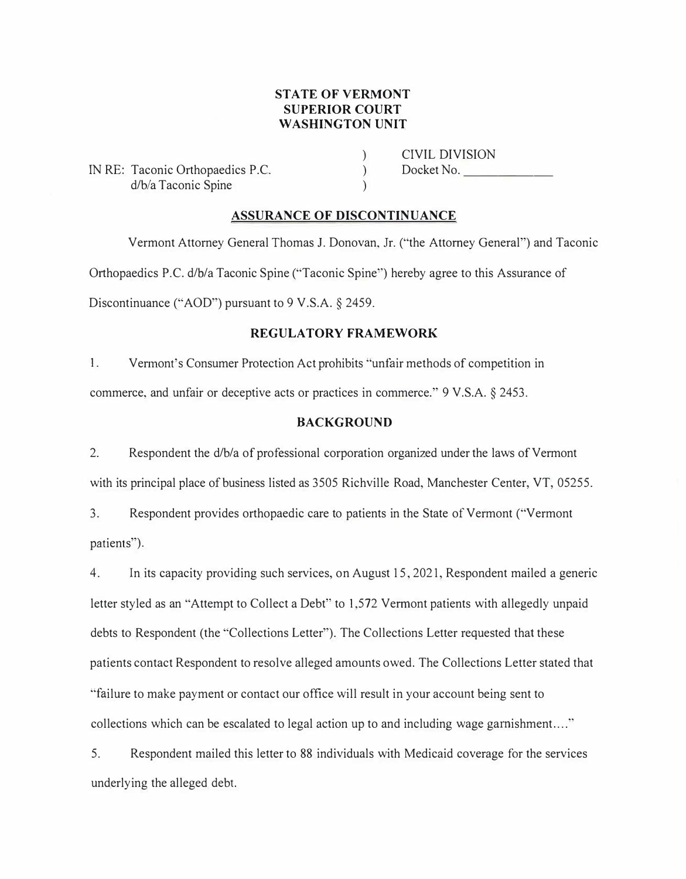**STATE OF VERMONT**
**SUPERIOR COURT**
**WASHINGTON UNIT**

| | | |
|---|---|---|
| IN RE: Taconic Orthopaedics P.C. d/b/a Taconic Spine | ) ) ) | CIVIL DIVISION Docket No. ______________ |

## ASSURANCE OF DISCONTINUANCE

Vermont Attorney General Thomas J. Donovan, Jr. ("the Attorney General") and Taconic Orthopaedics P.C. d/b/a Taconic Spine ("Taconic Spine") hereby agree to this Assurance of Discontinuance ("AOD") pursuant to 9 V.S.A. § 2459.

## REGULATORY FRAMEWORK

1. Vermont's Consumer Protection Act prohibits "unfair methods of competition in commerce, and unfair or deceptive acts or practices in commerce." 9 V.S.A. § 2453.

## BACKGROUND

2. Respondent the d/b/a of professional corporation organized under the laws of Vermont with its principal place of business listed as 3505 Richville Road, Manchester Center, VT, 05255.

3. Respondent provides orthopaedic care to patients in the State of Vermont ("Vermont patients").

4. In its capacity providing such services, on August 15, 2021, Respondent mailed a generic letter styled as an "Attempt to Collect a Debt" to 1,572 Vermont patients with allegedly unpaid debts to Respondent (the "Collections Letter"). The Collections Letter requested that these patients contact Respondent to resolve alleged amounts owed. The Collections Letter stated that "failure to make payment or contact our office will result in your account being sent to collections which can be escalated to legal action up to and including wage garnishment...."

5. Respondent mailed this letter to 88 individuals with Medicaid coverage for the services underlying the alleged debt.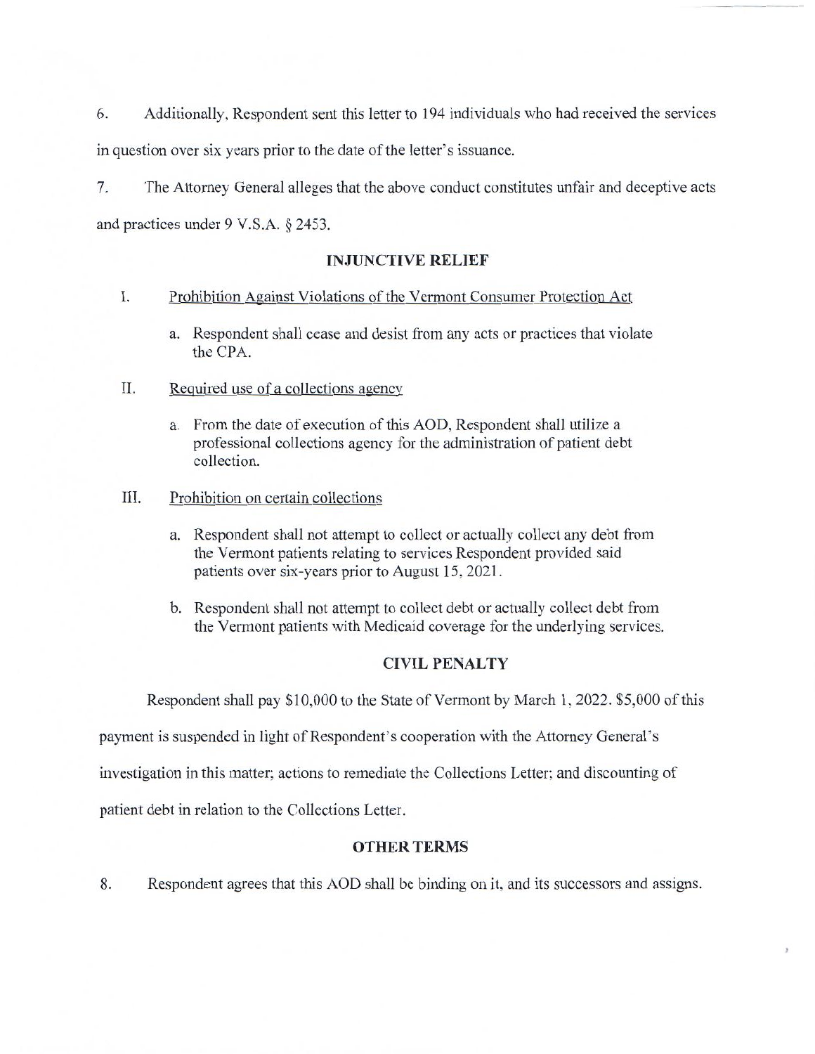6. Additionally, Respondent sent this letter to 194 individuals who had received the services in question over six years prior to the date of the letter's issuance.

7. The Attorney General alleges that the above conduct constitutes unfair and deceptive acts and practices under 9 V.S.A. § 2453.

## INJUNCTIVE RELIEF

I. Prohibition Against Violations of the Vermont Consumer Protection Act

   a. Respondent shall cease and desist from any acts or practices that violate the CPA.

II. Required use of a collections agency

   a. From the date of execution of this AOD, Respondent shall utilize a professional collections agency for the administration of patient debt collection.

III. Prohibition on certain collections

   a. Respondent shall not attempt to collect or actually collect any debt from the Vermont patients relating to services Respondent provided said patients over six-years prior to August 15, 2021.

   b. Respondent shall not attempt to collect debt or actually collect debt from the Vermont patients with Medicaid coverage for the underlying services.

## CIVIL PENALTY

Respondent shall pay $10,000 to the State of Vermont by March 1, 2022. $5,000 of this payment is suspended in light of Respondent's cooperation with the Attorney General's investigation in this matter; actions to remediate the Collections Letter; and discounting of patient debt in relation to the Collections Letter.

## OTHER TERMS

8. Respondent agrees that this AOD shall be binding on it, and its successors and assigns.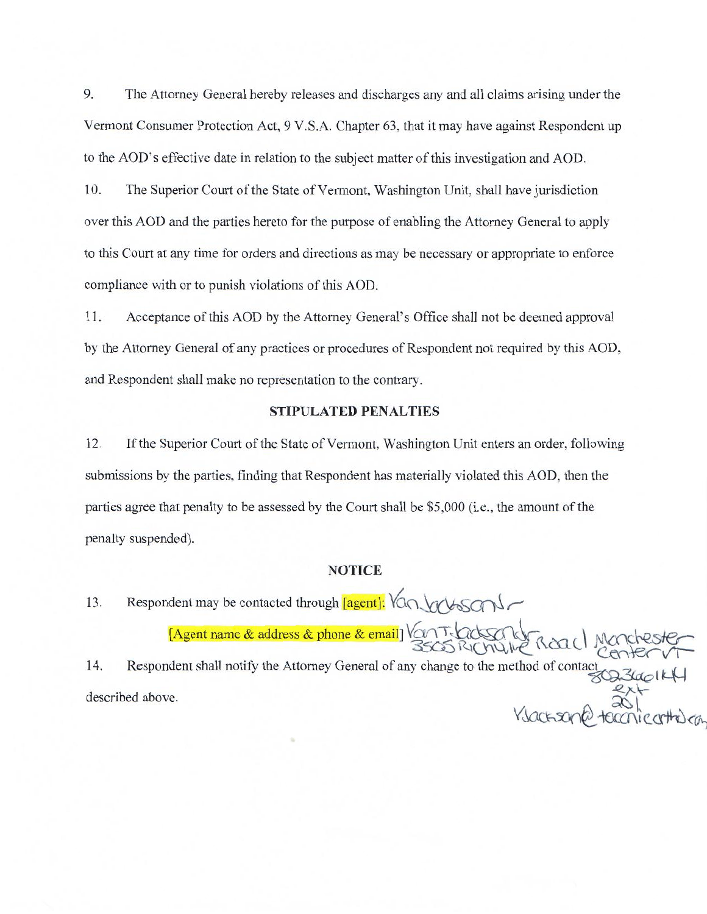9. The Attorney General hereby releases and discharges any and all claims arising under the Vermont Consumer Protection Act, 9 V.S.A. Chapter 63, that it may have against Respondent up to the AOD's effective date in relation to the subject matter of this investigation and AOD.

10. The Superior Court of the State of Vermont, Washington Unit, shall have jurisdiction over this AOD and the parties hereto for the purpose of enabling the Attorney General to apply to this Court at any time for orders and directions as may be necessary or appropriate to enforce compliance with or to punish violations of this AOD.

11. Acceptance of this AOD by the Attorney General's Office shall not be deemed approval by the Attorney General of any practices or procedures of Respondent not required by this AOD, and Respondent shall make no representation to the contrary.

## STIPULATED PENALTIES

12. If the Superior Court of the State of Vermont, Washington Unit enters an order, following submissions by the parties, finding that Respondent has materially violated this AOD, then the parties agree that penalty to be assessed by the Court shall be $5,000 (i.e., the amount of the penalty suspended).

## NOTICE

13. Respondent may be contacted through [agent]: Van Jackson Jr

[Agent name & address & phone & email] Van T. Jackson Jr 3505 Richville Road Manchester Center VT 8023661144 ext 201 VJackson@taconicortho.com

14. Respondent shall notify the Attorney General of any change to the method of contact described above.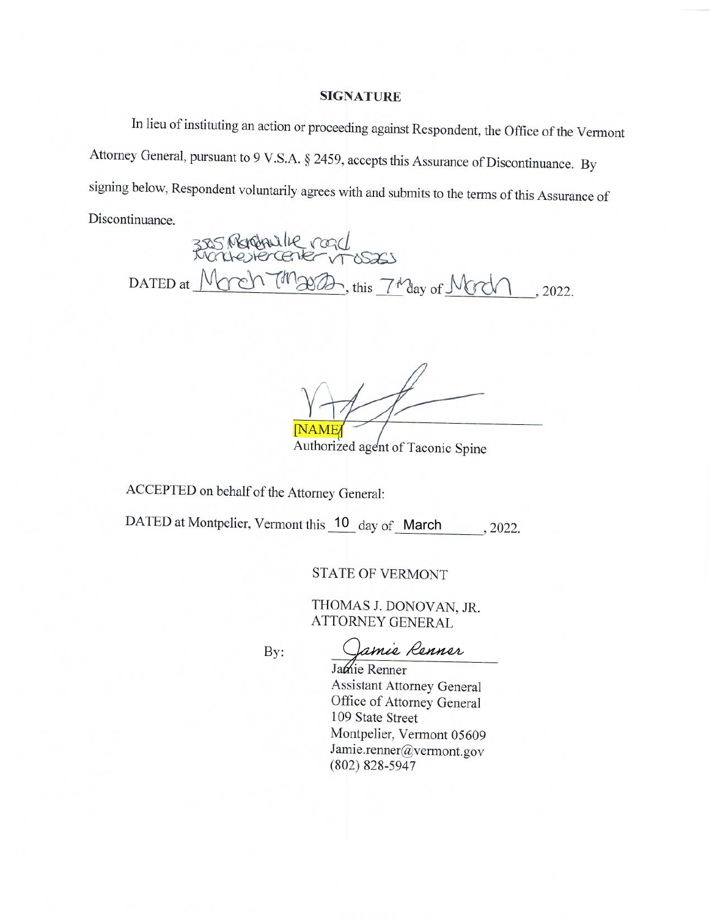## SIGNATURE

In lieu of instituting an action or proceeding against Respondent, the Office of the Vermont Attorney General, pursuant to 9 V.S.A. § 2459, accepts this Assurance of Discontinuance. By signing below, Respondent voluntarily agrees with and submits to the terms of this Assurance of Discontinuance.

3505 Richville road
Manchester center VT 05255

DATED at March 7th 2022, this 7th day of March, 2022.

[NAME]
Authorized agent of Taconic Spine

ACCEPTED on behalf of the Attorney General:

DATED at Montpelier, Vermont this 10 day of March, 2022.

STATE OF VERMONT

THOMAS J. DONOVAN, JR.
ATTORNEY GENERAL

By: Jamie Renner

Jamie Renner
Assistant Attorney General
Office of Attorney General
109 State Street
Montpelier, Vermont 05609
Jamie.renner@vermont.gov
(802) 828-5947